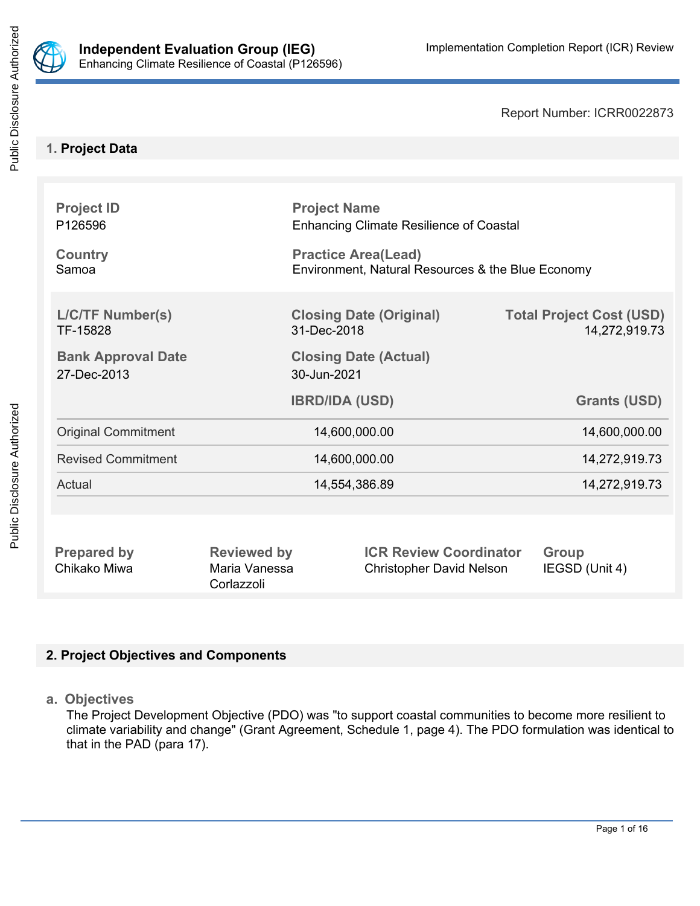**Independent Evaluation Group (IEG)**
Enhancing Climate Resilience of Coastal (P126596)

Implementation Completion Report (ICR) Review

Report Number: ICRR0022873

## 1. Project Data

| Project ID | Project Name |
|---|---|
| P126596 | Enhancing Climate Resilience of Coastal |
| **Country** | **Practice Area(Lead)** |
| Samoa | Environment, Natural Resources & the Blue Economy |

| L/C/TF Number(s) | Closing Date (Original) | Total Project Cost (USD) |
|---|---|---|
| TF-15828 | 31-Dec-2018 | 14,272,919.73 |
| **Bank Approval Date** | **Closing Date (Actual)** | |
| 27-Dec-2013 | 30-Jun-2021 | |

| | IBRD/IDA (USD) | Grants (USD) |
|---|---|---|
| Original Commitment | 14,600,000.00 | 14,600,000.00 |
| Revised Commitment | 14,600,000.00 | 14,272,919.73 |
| Actual | 14,554,386.89 | 14,272,919.73 |

| Prepared by | Reviewed by | ICR Review Coordinator | Group |
|---|---|---|---|
| Chikako Miwa | Maria Vanessa Corlazzoli | Christopher David Nelson | IEGSD (Unit 4) |

## 2. Project Objectives and Components

### a. Objectives

The Project Development Objective (PDO) was "to support coastal communities to become more resilient to climate variability and change" (Grant Agreement, Schedule 1, page 4). The PDO formulation was identical to that in the PAD (para 17).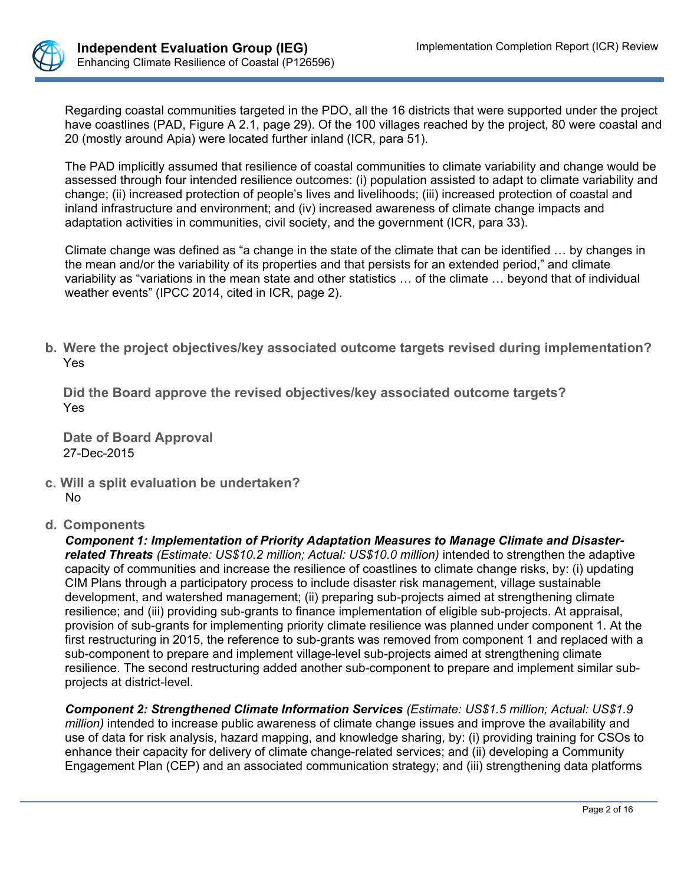Regarding coastal communities targeted in the PDO, all the 16 districts that were supported under the project have coastlines (PAD, Figure A 2.1, page 29). Of the 100 villages reached by the project, 80 were coastal and 20 (mostly around Apia) were located further inland (ICR, para 51).

The PAD implicitly assumed that resilience of coastal communities to climate variability and change would be assessed through four intended resilience outcomes: (i) population assisted to adapt to climate variability and change; (ii) increased protection of people's lives and livelihoods; (iii) increased protection of coastal and inland infrastructure and environment; and (iv) increased awareness of climate change impacts and adaptation activities in communities, civil society, and the government (ICR, para 33).

Climate change was defined as "a change in the state of the climate that can be identified … by changes in the mean and/or the variability of its properties and that persists for an extended period," and climate variability as "variations in the mean state and other statistics … of the climate … beyond that of individual weather events" (IPCC 2014, cited in ICR, page 2).

**b. Were the project objectives/key associated outcome targets revised during implementation?**
Yes

**Did the Board approve the revised objectives/key associated outcome targets?**
Yes

**Date of Board Approval**
27-Dec-2015

**c. Will a split evaluation be undertaken?**
No

**d. Components**

***Component 1: Implementation of Priority Adaptation Measures to Manage Climate and Disaster-related Threats*** *(Estimate: US$10.2 million; Actual: US$10.0 million)* intended to strengthen the adaptive capacity of communities and increase the resilience of coastlines to climate change risks, by: (i) updating CIM Plans through a participatory process to include disaster risk management, village sustainable development, and watershed management; (ii) preparing sub-projects aimed at strengthening climate resilience; and (iii) providing sub-grants to finance implementation of eligible sub-projects. At appraisal, provision of sub-grants for implementing priority climate resilience was planned under component 1. At the first restructuring in 2015, the reference to sub-grants was removed from component 1 and replaced with a sub-component to prepare and implement village-level sub-projects aimed at strengthening climate resilience. The second restructuring added another sub-component to prepare and implement similar sub-projects at district-level.

***Component 2: Strengthened Climate Information Services*** *(Estimate: US$1.5 million; Actual: US$1.9 million)* intended to increase public awareness of climate change issues and improve the availability and use of data for risk analysis, hazard mapping, and knowledge sharing, by: (i) providing training for CSOs to enhance their capacity for delivery of climate change-related services; and (ii) developing a Community Engagement Plan (CEP) and an associated communication strategy; and (iii) strengthening data platforms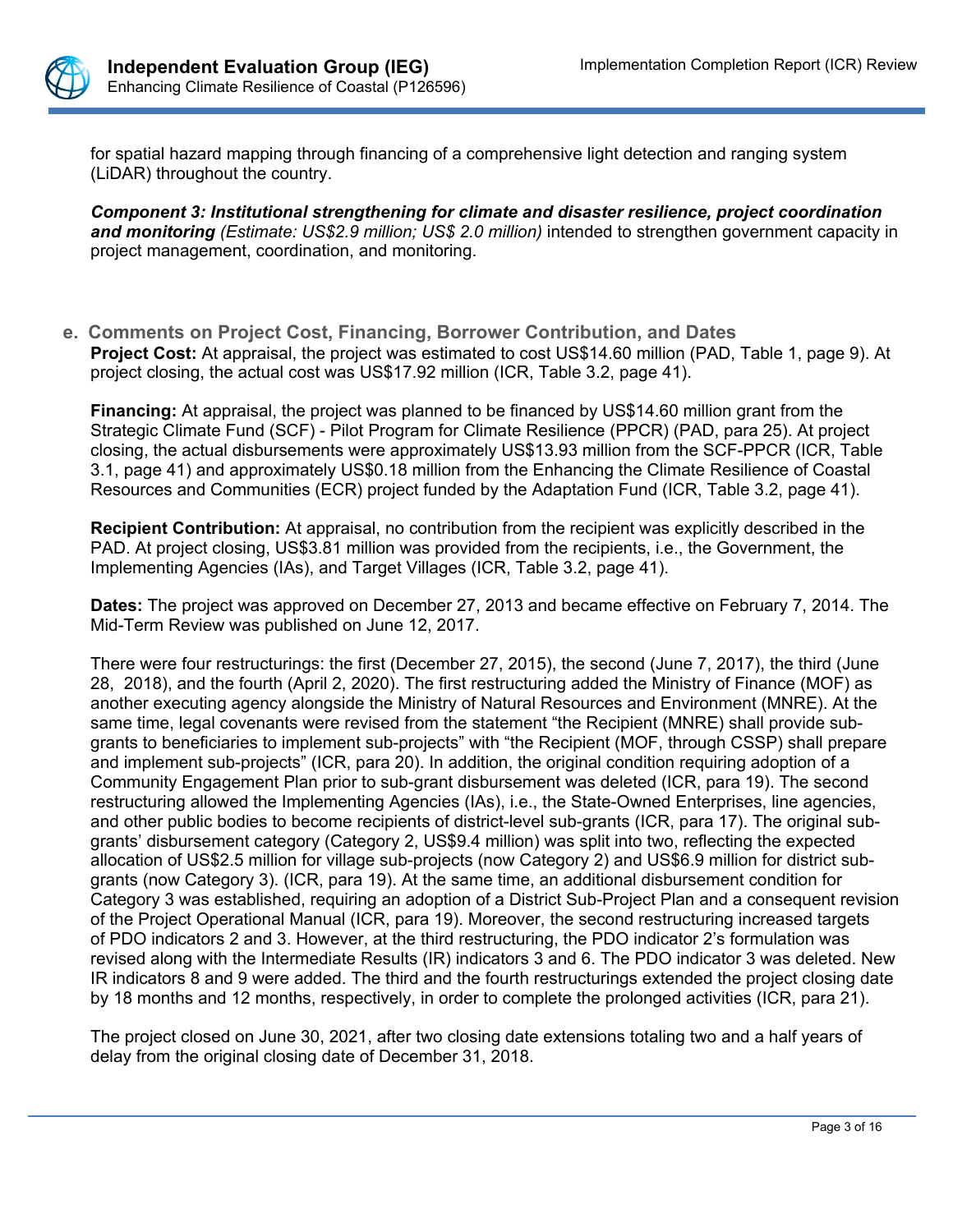for spatial hazard mapping through financing of a comprehensive light detection and ranging system (LiDAR) throughout the country.

***Component 3: Institutional strengthening for climate and disaster resilience, project coordination and monitoring*** *(Estimate: US$2.9 million; US$ 2.0 million)* intended to strengthen government capacity in project management, coordination, and monitoring.

### e. Comments on Project Cost, Financing, Borrower Contribution, and Dates

**Project Cost:** At appraisal, the project was estimated to cost US$14.60 million (PAD, Table 1, page 9). At project closing, the actual cost was US$17.92 million (ICR, Table 3.2, page 41).

**Financing:** At appraisal, the project was planned to be financed by US$14.60 million grant from the Strategic Climate Fund (SCF) - Pilot Program for Climate Resilience (PPCR) (PAD, para 25). At project closing, the actual disbursements were approximately US$13.93 million from the SCF-PPCR (ICR, Table 3.1, page 41) and approximately US$0.18 million from the Enhancing the Climate Resilience of Coastal Resources and Communities (ECR) project funded by the Adaptation Fund (ICR, Table 3.2, page 41).

**Recipient Contribution:** At appraisal, no contribution from the recipient was explicitly described in the PAD. At project closing, US$3.81 million was provided from the recipients, i.e., the Government, the Implementing Agencies (IAs), and Target Villages (ICR, Table 3.2, page 41).

**Dates:** The project was approved on December 27, 2013 and became effective on February 7, 2014. The Mid-Term Review was published on June 12, 2017.

There were four restructurings: the first (December 27, 2015), the second (June 7, 2017), the third (June 28, 2018), and the fourth (April 2, 2020). The first restructuring added the Ministry of Finance (MOF) as another executing agency alongside the Ministry of Natural Resources and Environment (MNRE). At the same time, legal covenants were revised from the statement "the Recipient (MNRE) shall provide sub-grants to beneficiaries to implement sub-projects" with "the Recipient (MOF, through CSSP) shall prepare and implement sub-projects" (ICR, para 20). In addition, the original condition requiring adoption of a Community Engagement Plan prior to sub-grant disbursement was deleted (ICR, para 19). The second restructuring allowed the Implementing Agencies (IAs), i.e., the State-Owned Enterprises, line agencies, and other public bodies to become recipients of district-level sub-grants (ICR, para 17). The original sub-grants' disbursement category (Category 2, US$9.4 million) was split into two, reflecting the expected allocation of US$2.5 million for village sub-projects (now Category 2) and US$6.9 million for district sub-grants (now Category 3). (ICR, para 19). At the same time, an additional disbursement condition for Category 3 was established, requiring an adoption of a District Sub-Project Plan and a consequent revision of the Project Operational Manual (ICR, para 19). Moreover, the second restructuring increased targets of PDO indicators 2 and 3. However, at the third restructuring, the PDO indicator 2's formulation was revised along with the Intermediate Results (IR) indicators 3 and 6. The PDO indicator 3 was deleted. New IR indicators 8 and 9 were added. The third and the fourth restructurings extended the project closing date by 18 months and 12 months, respectively, in order to complete the prolonged activities (ICR, para 21).

The project closed on June 30, 2021, after two closing date extensions totaling two and a half years of delay from the original closing date of December 31, 2018.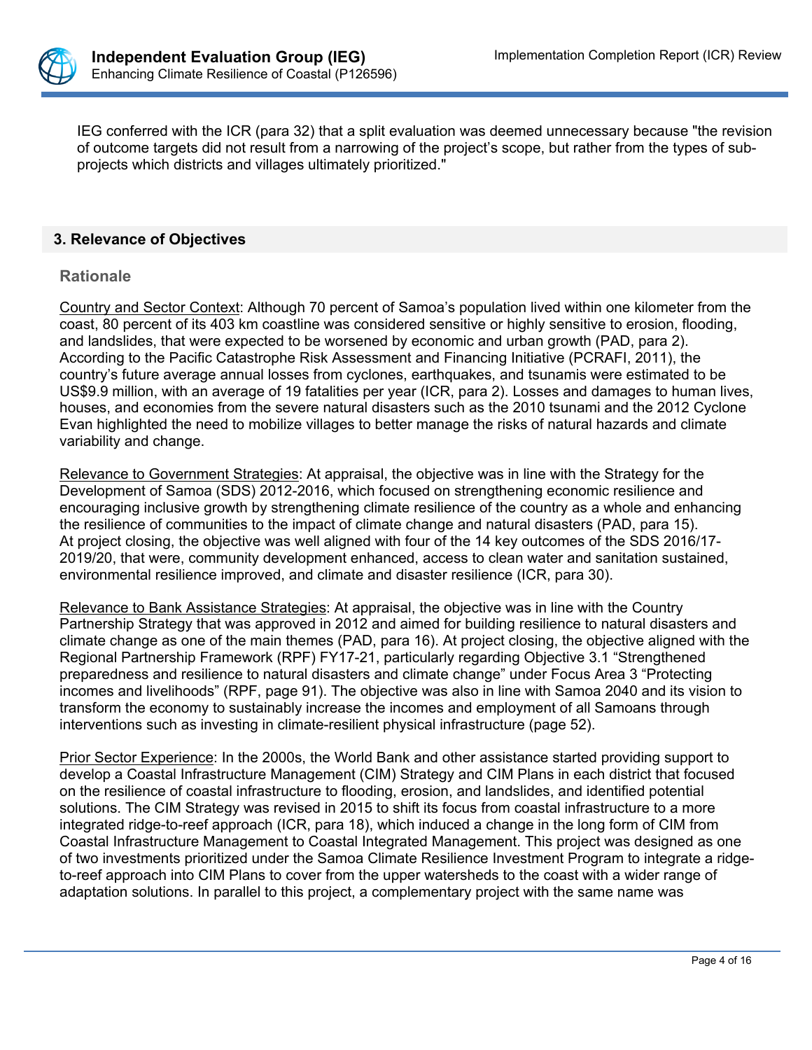IEG conferred with the ICR (para 32) that a split evaluation was deemed unnecessary because "the revision of outcome targets did not result from a narrowing of the project's scope, but rather from the types of sub-projects which districts and villages ultimately prioritized."

## 3. Relevance of Objectives

### Rationale

Country and Sector Context: Although 70 percent of Samoa's population lived within one kilometer from the coast, 80 percent of its 403 km coastline was considered sensitive or highly sensitive to erosion, flooding, and landslides, that were expected to be worsened by economic and urban growth (PAD, para 2). According to the Pacific Catastrophe Risk Assessment and Financing Initiative (PCRAFI, 2011), the country's future average annual losses from cyclones, earthquakes, and tsunamis were estimated to be US$9.9 million, with an average of 19 fatalities per year (ICR, para 2). Losses and damages to human lives, houses, and economies from the severe natural disasters such as the 2010 tsunami and the 2012 Cyclone Evan highlighted the need to mobilize villages to better manage the risks of natural hazards and climate variability and change.

Relevance to Government Strategies: At appraisal, the objective was in line with the Strategy for the Development of Samoa (SDS) 2012-2016, which focused on strengthening economic resilience and encouraging inclusive growth by strengthening climate resilience of the country as a whole and enhancing the resilience of communities to the impact of climate change and natural disasters (PAD, para 15). At project closing, the objective was well aligned with four of the 14 key outcomes of the SDS 2016/17-2019/20, that were, community development enhanced, access to clean water and sanitation sustained, environmental resilience improved, and climate and disaster resilience (ICR, para 30).

Relevance to Bank Assistance Strategies: At appraisal, the objective was in line with the Country Partnership Strategy that was approved in 2012 and aimed for building resilience to natural disasters and climate change as one of the main themes (PAD, para 16). At project closing, the objective aligned with the Regional Partnership Framework (RPF) FY17-21, particularly regarding Objective 3.1 "Strengthened preparedness and resilience to natural disasters and climate change" under Focus Area 3 "Protecting incomes and livelihoods" (RPF, page 91). The objective was also in line with Samoa 2040 and its vision to transform the economy to sustainably increase the incomes and employment of all Samoans through interventions such as investing in climate-resilient physical infrastructure (page 52).

Prior Sector Experience: In the 2000s, the World Bank and other assistance started providing support to develop a Coastal Infrastructure Management (CIM) Strategy and CIM Plans in each district that focused on the resilience of coastal infrastructure to flooding, erosion, and landslides, and identified potential solutions. The CIM Strategy was revised in 2015 to shift its focus from coastal infrastructure to a more integrated ridge-to-reef approach (ICR, para 18), which induced a change in the long form of CIM from Coastal Infrastructure Management to Coastal Integrated Management. This project was designed as one of two investments prioritized under the Samoa Climate Resilience Investment Program to integrate a ridge-to-reef approach into CIM Plans to cover from the upper watersheds to the coast with a wider range of adaptation solutions. In parallel to this project, a complementary project with the same name was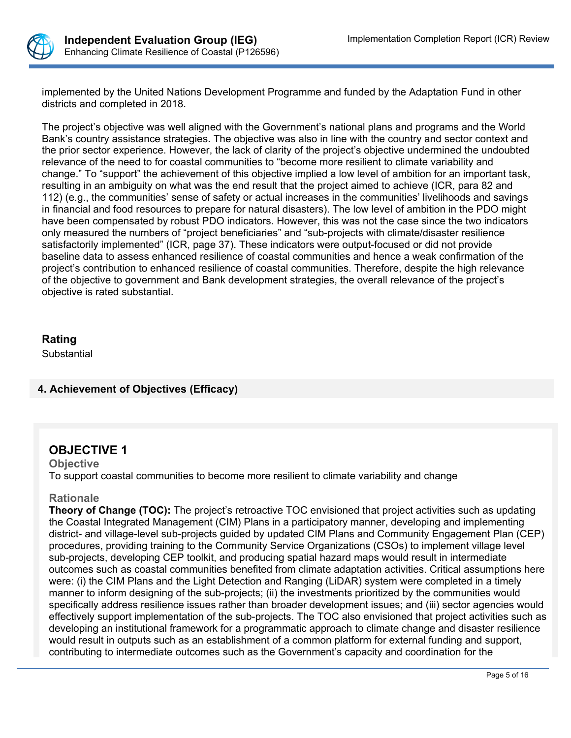implemented by the United Nations Development Programme and funded by the Adaptation Fund in other districts and completed in 2018.

The project's objective was well aligned with the Government's national plans and programs and the World Bank's country assistance strategies. The objective was also in line with the country and sector context and the prior sector experience. However, the lack of clarity of the project's objective undermined the undoubted relevance of the need to for coastal communities to "become more resilient to climate variability and change." To "support" the achievement of this objective implied a low level of ambition for an important task, resulting in an ambiguity on what was the end result that the project aimed to achieve (ICR, para 82 and 112) (e.g., the communities' sense of safety or actual increases in the communities' livelihoods and savings in financial and food resources to prepare for natural disasters). The low level of ambition in the PDO might have been compensated by robust PDO indicators. However, this was not the case since the two indicators only measured the numbers of "project beneficiaries" and "sub-projects with climate/disaster resilience satisfactorily implemented" (ICR, page 37). These indicators were output-focused or did not provide baseline data to assess enhanced resilience of coastal communities and hence a weak confirmation of the project's contribution to enhanced resilience of coastal communities. Therefore, despite the high relevance of the objective to government and Bank development strategies, the overall relevance of the project's objective is rated substantial.

### Rating

Substantial

## 4. Achievement of Objectives (Efficacy)

### OBJECTIVE 1

**Objective**

To support coastal communities to become more resilient to climate variability and change

**Rationale**

**Theory of Change (TOC):** The project's retroactive TOC envisioned that project activities such as updating the Coastal Integrated Management (CIM) Plans in a participatory manner, developing and implementing district- and village-level sub-projects guided by updated CIM Plans and Community Engagement Plan (CEP) procedures, providing training to the Community Service Organizations (CSOs) to implement village level sub-projects, developing CEP toolkit, and producing spatial hazard maps would result in intermediate outcomes such as coastal communities benefited from climate adaptation activities. Critical assumptions here were: (i) the CIM Plans and the Light Detection and Ranging (LiDAR) system were completed in a timely manner to inform designing of the sub-projects; (ii) the investments prioritized by the communities would specifically address resilience issues rather than broader development issues; and (iii) sector agencies would effectively support implementation of the sub-projects. The TOC also envisioned that project activities such as developing an institutional framework for a programmatic approach to climate change and disaster resilience would result in outputs such as an establishment of a common platform for external funding and support, contributing to intermediate outcomes such as the Government's capacity and coordination for the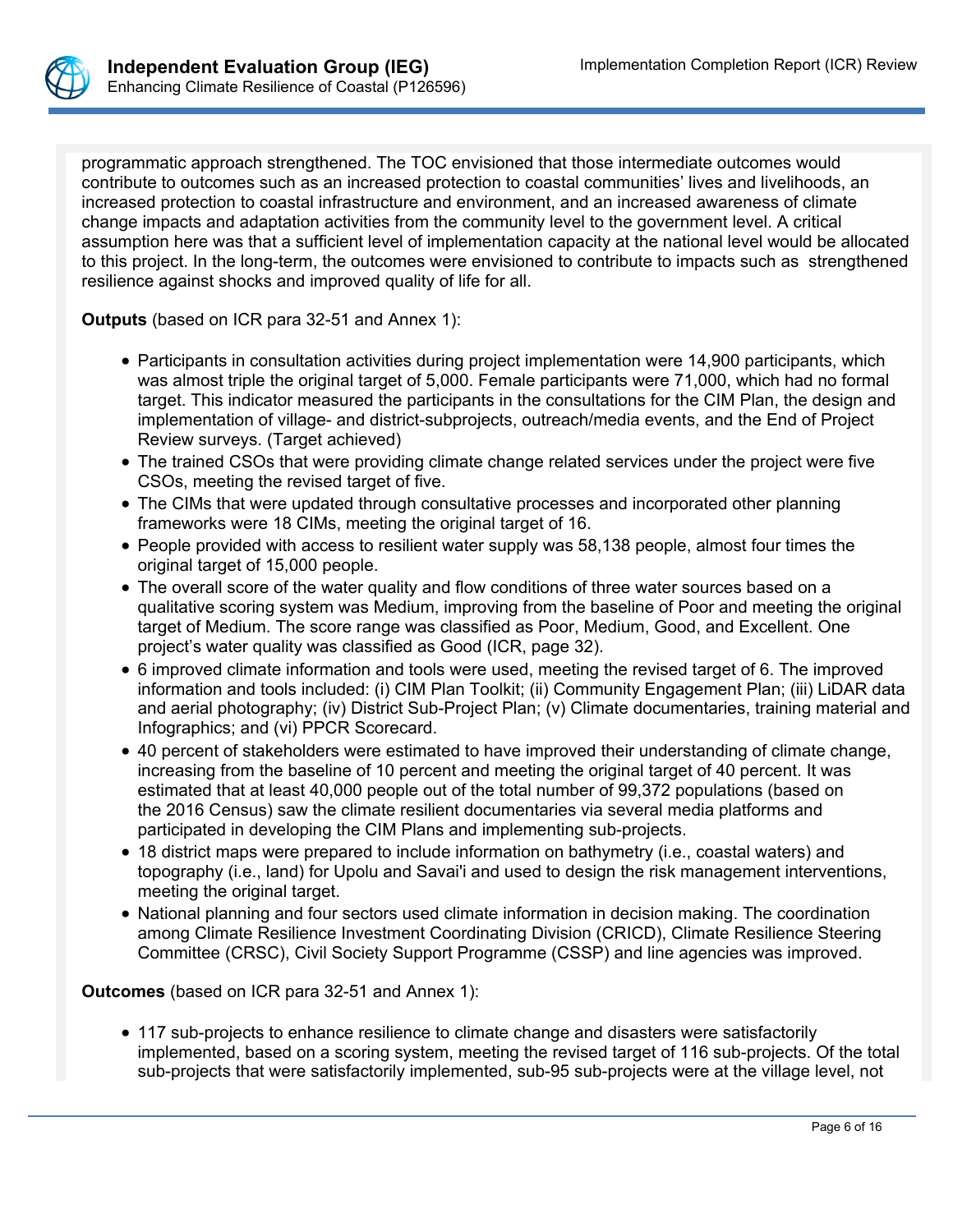programmatic approach strengthened. The TOC envisioned that those intermediate outcomes would contribute to outcomes such as an increased protection to coastal communities' lives and livelihoods, an increased protection to coastal infrastructure and environment, and an increased awareness of climate change impacts and adaptation activities from the community level to the government level. A critical assumption here was that a sufficient level of implementation capacity at the national level would be allocated to this project. In the long-term, the outcomes were envisioned to contribute to impacts such as strengthened resilience against shocks and improved quality of life for all.

**Outputs** (based on ICR para 32-51 and Annex 1):

- Participants in consultation activities during project implementation were 14,900 participants, which was almost triple the original target of 5,000. Female participants were 71,000, which had no formal target. This indicator measured the participants in the consultations for the CIM Plan, the design and implementation of village- and district-subprojects, outreach/media events, and the End of Project Review surveys. (Target achieved)
- The trained CSOs that were providing climate change related services under the project were five CSOs, meeting the revised target of five.
- The CIMs that were updated through consultative processes and incorporated other planning frameworks were 18 CIMs, meeting the original target of 16.
- People provided with access to resilient water supply was 58,138 people, almost four times the original target of 15,000 people.
- The overall score of the water quality and flow conditions of three water sources based on a qualitative scoring system was Medium, improving from the baseline of Poor and meeting the original target of Medium. The score range was classified as Poor, Medium, Good, and Excellent. One project's water quality was classified as Good (ICR, page 32).
- 6 improved climate information and tools were used, meeting the revised target of 6. The improved information and tools included: (i) CIM Plan Toolkit; (ii) Community Engagement Plan; (iii) LiDAR data and aerial photography; (iv) District Sub-Project Plan; (v) Climate documentaries, training material and Infographics; and (vi) PPCR Scorecard.
- 40 percent of stakeholders were estimated to have improved their understanding of climate change, increasing from the baseline of 10 percent and meeting the original target of 40 percent. It was estimated that at least 40,000 people out of the total number of 99,372 populations (based on the 2016 Census) saw the climate resilient documentaries via several media platforms and participated in developing the CIM Plans and implementing sub-projects.
- 18 district maps were prepared to include information on bathymetry (i.e., coastal waters) and topography (i.e., land) for Upolu and Savai'i and used to design the risk management interventions, meeting the original target.
- National planning and four sectors used climate information in decision making. The coordination among Climate Resilience Investment Coordinating Division (CRICD), Climate Resilience Steering Committee (CRSC), Civil Society Support Programme (CSSP) and line agencies was improved.

**Outcomes** (based on ICR para 32-51 and Annex 1):

- 117 sub-projects to enhance resilience to climate change and disasters were satisfactorily implemented, based on a scoring system, meeting the revised target of 116 sub-projects. Of the total sub-projects that were satisfactorily implemented, sub-95 sub-projects were at the village level, not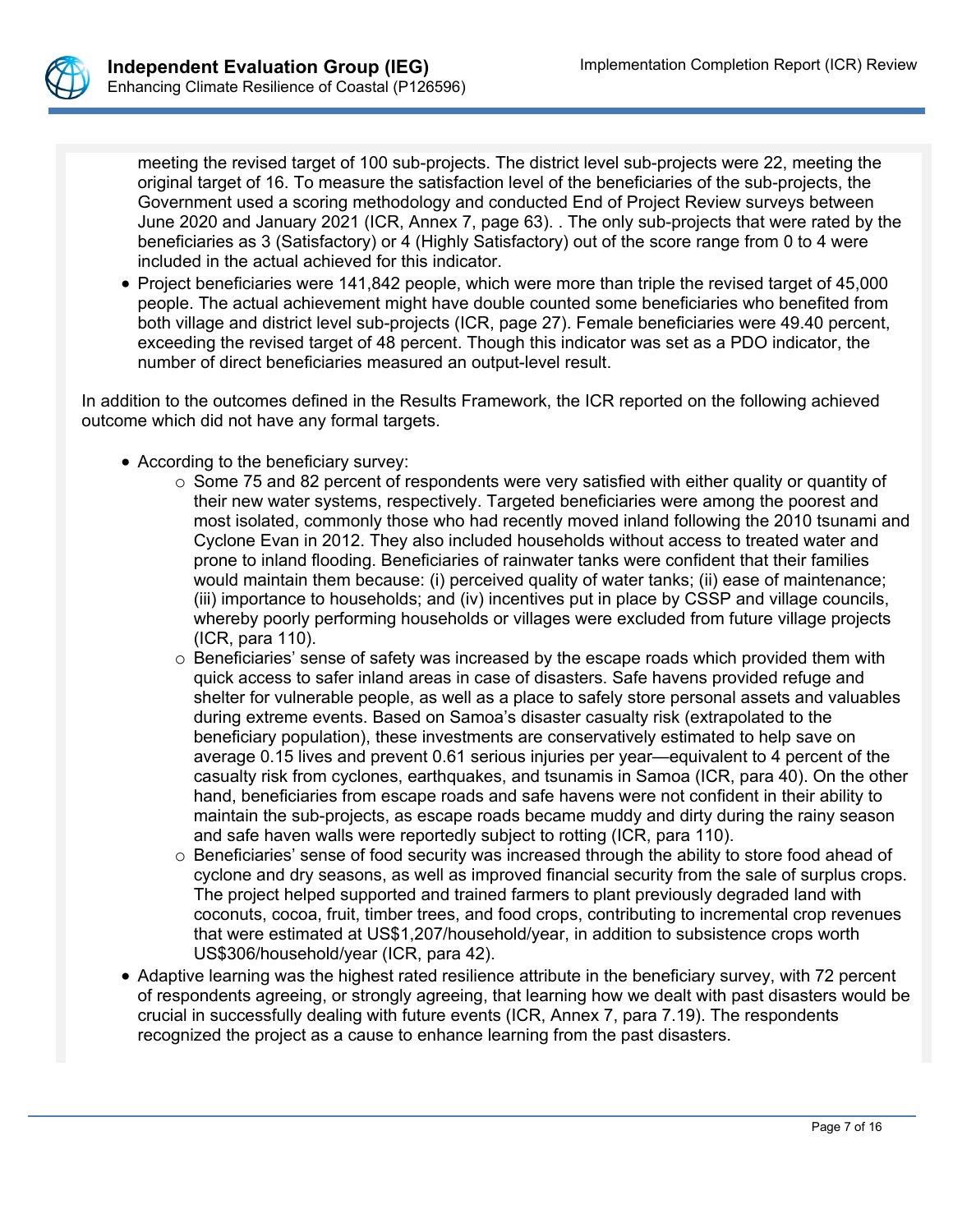meeting the revised target of 100 sub-projects. The district level sub-projects were 22, meeting the original target of 16. To measure the satisfaction level of the beneficiaries of the sub-projects, the Government used a scoring methodology and conducted End of Project Review surveys between June 2020 and January 2021 (ICR, Annex 7, page 63). . The only sub-projects that were rated by the beneficiaries as 3 (Satisfactory) or 4 (Highly Satisfactory) out of the score range from 0 to 4 were included in the actual achieved for this indicator.

- Project beneficiaries were 141,842 people, which were more than triple the revised target of 45,000 people. The actual achievement might have double counted some beneficiaries who benefited from both village and district level sub-projects (ICR, page 27). Female beneficiaries were 49.40 percent, exceeding the revised target of 48 percent. Though this indicator was set as a PDO indicator, the number of direct beneficiaries measured an output-level result.

In addition to the outcomes defined in the Results Framework, the ICR reported on the following achieved outcome which did not have any formal targets.

- According to the beneficiary survey:
  - Some 75 and 82 percent of respondents were very satisfied with either quality or quantity of their new water systems, respectively. Targeted beneficiaries were among the poorest and most isolated, commonly those who had recently moved inland following the 2010 tsunami and Cyclone Evan in 2012. They also included households without access to treated water and prone to inland flooding. Beneficiaries of rainwater tanks were confident that their families would maintain them because: (i) perceived quality of water tanks; (ii) ease of maintenance; (iii) importance to households; and (iv) incentives put in place by CSSP and village councils, whereby poorly performing households or villages were excluded from future village projects (ICR, para 110).
  - Beneficiaries' sense of safety was increased by the escape roads which provided them with quick access to safer inland areas in case of disasters. Safe havens provided refuge and shelter for vulnerable people, as well as a place to safely store personal assets and valuables during extreme events. Based on Samoa's disaster casualty risk (extrapolated to the beneficiary population), these investments are conservatively estimated to help save on average 0.15 lives and prevent 0.61 serious injuries per year—equivalent to 4 percent of the casualty risk from cyclones, earthquakes, and tsunamis in Samoa (ICR, para 40). On the other hand, beneficiaries from escape roads and safe havens were not confident in their ability to maintain the sub-projects, as escape roads became muddy and dirty during the rainy season and safe haven walls were reportedly subject to rotting (ICR, para 110).
  - Beneficiaries' sense of food security was increased through the ability to store food ahead of cyclone and dry seasons, as well as improved financial security from the sale of surplus crops. The project helped supported and trained farmers to plant previously degraded land with coconuts, cocoa, fruit, timber trees, and food crops, contributing to incremental crop revenues that were estimated at US$1,207/household/year, in addition to subsistence crops worth US$306/household/year (ICR, para 42).
- Adaptive learning was the highest rated resilience attribute in the beneficiary survey, with 72 percent of respondents agreeing, or strongly agreeing, that learning how we dealt with past disasters would be crucial in successfully dealing with future events (ICR, Annex 7, para 7.19). The respondents recognized the project as a cause to enhance learning from the past disasters.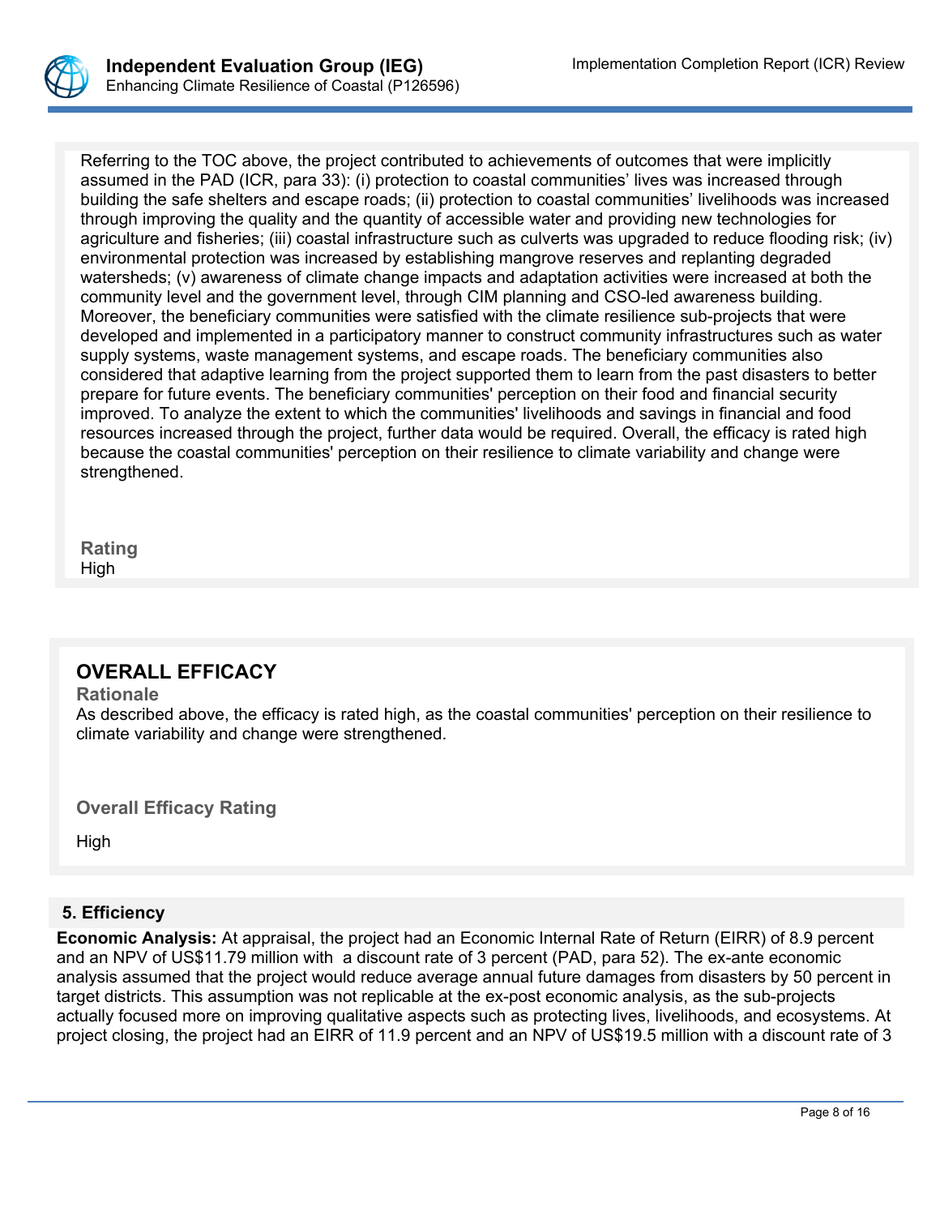Referring to the TOC above, the project contributed to achievements of outcomes that were implicitly assumed in the PAD (ICR, para 33): (i) protection to coastal communities' lives was increased through building the safe shelters and escape roads; (ii) protection to coastal communities' livelihoods was increased through improving the quality and the quantity of accessible water and providing new technologies for agriculture and fisheries; (iii) coastal infrastructure such as culverts was upgraded to reduce flooding risk; (iv) environmental protection was increased by establishing mangrove reserves and replanting degraded watersheds; (v) awareness of climate change impacts and adaptation activities were increased at both the community level and the government level, through CIM planning and CSO-led awareness building. Moreover, the beneficiary communities were satisfied with the climate resilience sub-projects that were developed and implemented in a participatory manner to construct community infrastructures such as water supply systems, waste management systems, and escape roads. The beneficiary communities also considered that adaptive learning from the project supported them to learn from the past disasters to better prepare for future events. The beneficiary communities' perception on their food and financial security improved. To analyze the extent to which the communities' livelihoods and savings in financial and food resources increased through the project, further data would be required. Overall, the efficacy is rated high because the coastal communities' perception on their resilience to climate variability and change were strengthened.

**Rating**
High

## OVERALL EFFICACY

**Rationale**
As described above, the efficacy is rated high, as the coastal communities' perception on their resilience to climate variability and change were strengthened.

**Overall Efficacy Rating**

High

## 5. Efficiency

**Economic Analysis:** At appraisal, the project had an Economic Internal Rate of Return (EIRR) of 8.9 percent and an NPV of US$11.79 million with a discount rate of 3 percent (PAD, para 52). The ex-ante economic analysis assumed that the project would reduce average annual future damages from disasters by 50 percent in target districts. This assumption was not replicable at the ex-post economic analysis, as the sub-projects actually focused more on improving qualitative aspects such as protecting lives, livelihoods, and ecosystems. At project closing, the project had an EIRR of 11.9 percent and an NPV of US$19.5 million with a discount rate of 3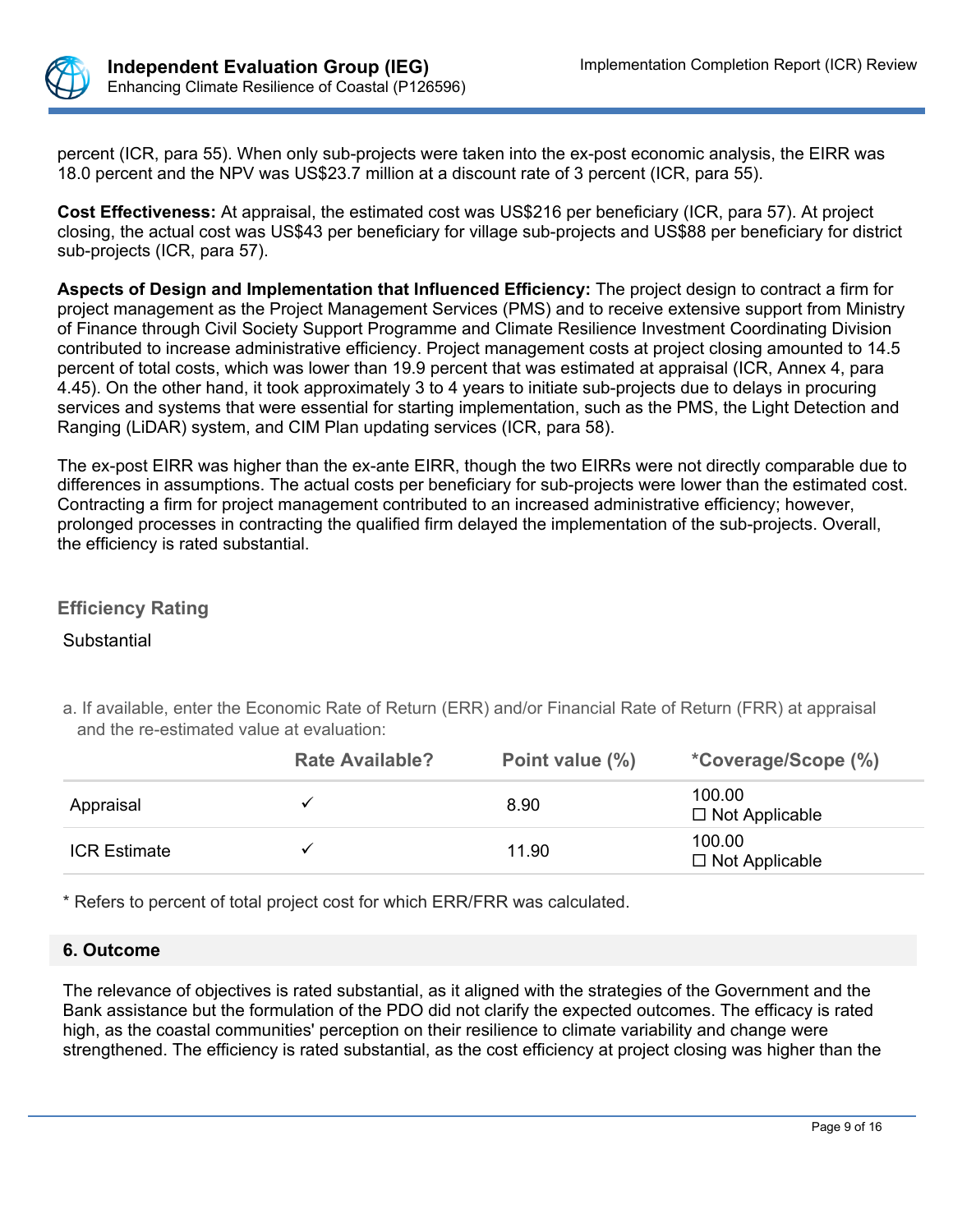percent (ICR, para 55). When only sub-projects were taken into the ex-post economic analysis, the EIRR was 18.0 percent and the NPV was US$23.7 million at a discount rate of 3 percent (ICR, para 55).

**Cost Effectiveness:** At appraisal, the estimated cost was US$216 per beneficiary (ICR, para 57). At project closing, the actual cost was US$43 per beneficiary for village sub-projects and US$88 per beneficiary for district sub-projects (ICR, para 57).

**Aspects of Design and Implementation that Influenced Efficiency:** The project design to contract a firm for project management as the Project Management Services (PMS) and to receive extensive support from Ministry of Finance through Civil Society Support Programme and Climate Resilience Investment Coordinating Division contributed to increase administrative efficiency. Project management costs at project closing amounted to 14.5 percent of total costs, which was lower than 19.9 percent that was estimated at appraisal (ICR, Annex 4, para 4.45). On the other hand, it took approximately 3 to 4 years to initiate sub-projects due to delays in procuring services and systems that were essential for starting implementation, such as the PMS, the Light Detection and Ranging (LiDAR) system, and CIM Plan updating services (ICR, para 58).

The ex-post EIRR was higher than the ex-ante EIRR, though the two EIRRs were not directly comparable due to differences in assumptions. The actual costs per beneficiary for sub-projects were lower than the estimated cost. Contracting a firm for project management contributed to an increased administrative efficiency; however, prolonged processes in contracting the qualified firm delayed the implementation of the sub-projects. Overall, the efficiency is rated substantial.

### Efficiency Rating

Substantial

a. If available, enter the Economic Rate of Return (ERR) and/or Financial Rate of Return (FRR) at appraisal and the re-estimated value at evaluation:

| | Rate Available? | Point value (%) | *Coverage/Scope (%) |
|---|---|---|---|
| Appraisal | ✓ | 8.90 | 100.00<br>☐ Not Applicable |
| ICR Estimate | ✓ | 11.90 | 100.00<br>☐ Not Applicable |

\* Refers to percent of total project cost for which ERR/FRR was calculated.

## 6. Outcome

The relevance of objectives is rated substantial, as it aligned with the strategies of the Government and the Bank assistance but the formulation of the PDO did not clarify the expected outcomes. The efficacy is rated high, as the coastal communities' perception on their resilience to climate variability and change were strengthened. The efficiency is rated substantial, as the cost efficiency at project closing was higher than the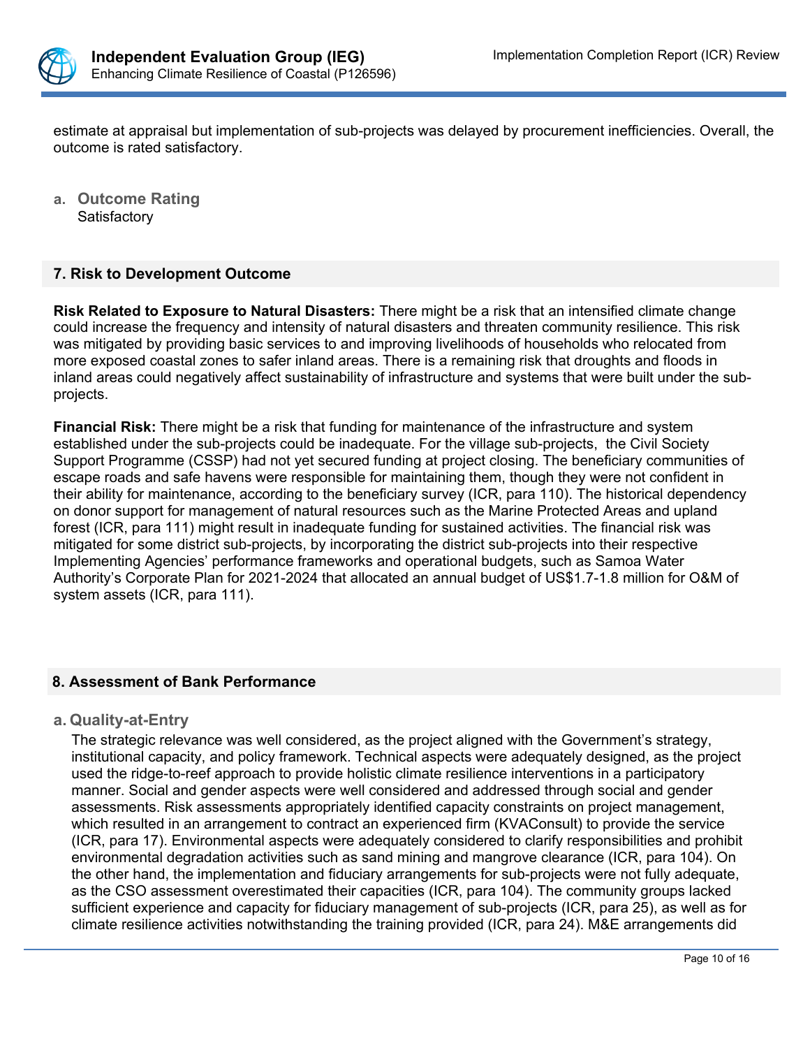estimate at appraisal but implementation of sub-projects was delayed by procurement inefficiencies. Overall, the outcome is rated satisfactory.

**a. Outcome Rating**
Satisfactory

## 7. Risk to Development Outcome

**Risk Related to Exposure to Natural Disasters:** There might be a risk that an intensified climate change could increase the frequency and intensity of natural disasters and threaten community resilience. This risk was mitigated by providing basic services to and improving livelihoods of households who relocated from more exposed coastal zones to safer inland areas. There is a remaining risk that droughts and floods in inland areas could negatively affect sustainability of infrastructure and systems that were built under the sub-projects.

**Financial Risk:** There might be a risk that funding for maintenance of the infrastructure and system established under the sub-projects could be inadequate. For the village sub-projects, the Civil Society Support Programme (CSSP) had not yet secured funding at project closing. The beneficiary communities of escape roads and safe havens were responsible for maintaining them, though they were not confident in their ability for maintenance, according to the beneficiary survey (ICR, para 110). The historical dependency on donor support for management of natural resources such as the Marine Protected Areas and upland forest (ICR, para 111) might result in inadequate funding for sustained activities. The financial risk was mitigated for some district sub-projects, by incorporating the district sub-projects into their respective Implementing Agencies' performance frameworks and operational budgets, such as Samoa Water Authority's Corporate Plan for 2021-2024 that allocated an annual budget of US$1.7-1.8 million for O&M of system assets (ICR, para 111).

## 8. Assessment of Bank Performance

**a. Quality-at-Entry**

The strategic relevance was well considered, as the project aligned with the Government's strategy, institutional capacity, and policy framework. Technical aspects were adequately designed, as the project used the ridge-to-reef approach to provide holistic climate resilience interventions in a participatory manner. Social and gender aspects were well considered and addressed through social and gender assessments. Risk assessments appropriately identified capacity constraints on project management, which resulted in an arrangement to contract an experienced firm (KVAConsult) to provide the service (ICR, para 17). Environmental aspects were adequately considered to clarify responsibilities and prohibit environmental degradation activities such as sand mining and mangrove clearance (ICR, para 104). On the other hand, the implementation and fiduciary arrangements for sub-projects were not fully adequate, as the CSO assessment overestimated their capacities (ICR, para 104). The community groups lacked sufficient experience and capacity for fiduciary management of sub-projects (ICR, para 25), as well as for climate resilience activities notwithstanding the training provided (ICR, para 24). M&E arrangements did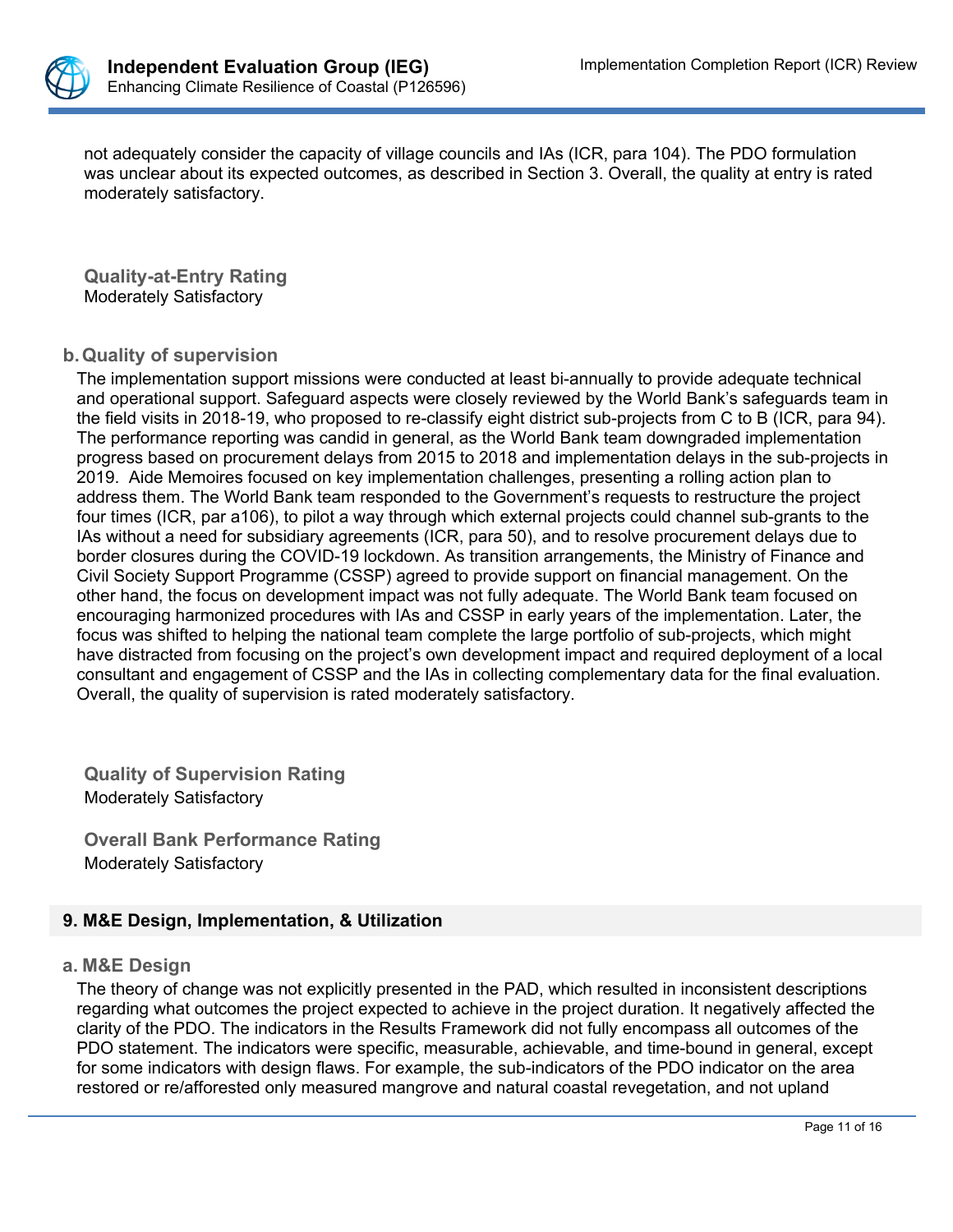not adequately consider the capacity of village councils and IAs (ICR, para 104). The PDO formulation was unclear about its expected outcomes, as described in Section 3. Overall, the quality at entry is rated moderately satisfactory.

**Quality-at-Entry Rating**
Moderately Satisfactory

### b. Quality of supervision

The implementation support missions were conducted at least bi-annually to provide adequate technical and operational support. Safeguard aspects were closely reviewed by the World Bank's safeguards team in the field visits in 2018-19, who proposed to re-classify eight district sub-projects from C to B (ICR, para 94). The performance reporting was candid in general, as the World Bank team downgraded implementation progress based on procurement delays from 2015 to 2018 and implementation delays in the sub-projects in 2019. Aide Memoires focused on key implementation challenges, presenting a rolling action plan to address them. The World Bank team responded to the Government's requests to restructure the project four times (ICR, par a106), to pilot a way through which external projects could channel sub-grants to the IAs without a need for subsidiary agreements (ICR, para 50), and to resolve procurement delays due to border closures during the COVID-19 lockdown. As transition arrangements, the Ministry of Finance and Civil Society Support Programme (CSSP) agreed to provide support on financial management. On the other hand, the focus on development impact was not fully adequate. The World Bank team focused on encouraging harmonized procedures with IAs and CSSP in early years of the implementation. Later, the focus was shifted to helping the national team complete the large portfolio of sub-projects, which might have distracted from focusing on the project's own development impact and required deployment of a local consultant and engagement of CSSP and the IAs in collecting complementary data for the final evaluation. Overall, the quality of supervision is rated moderately satisfactory.

**Quality of Supervision Rating**
Moderately Satisfactory

**Overall Bank Performance Rating**
Moderately Satisfactory

## 9. M&E Design, Implementation, & Utilization

### a. M&E Design

The theory of change was not explicitly presented in the PAD, which resulted in inconsistent descriptions regarding what outcomes the project expected to achieve in the project duration. It negatively affected the clarity of the PDO. The indicators in the Results Framework did not fully encompass all outcomes of the PDO statement. The indicators were specific, measurable, achievable, and time-bound in general, except for some indicators with design flaws. For example, the sub-indicators of the PDO indicator on the area restored or re/afforested only measured mangrove and natural coastal revegetation, and not upland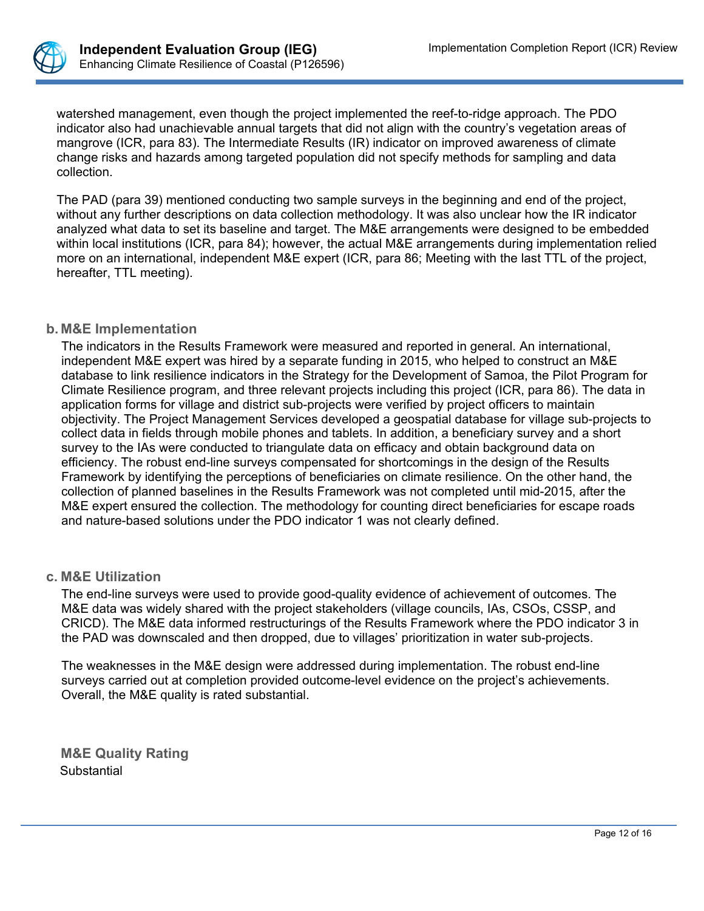watershed management, even though the project implemented the reef-to-ridge approach. The PDO indicator also had unachievable annual targets that did not align with the country's vegetation areas of mangrove (ICR, para 83). The Intermediate Results (IR) indicator on improved awareness of climate change risks and hazards among targeted population did not specify methods for sampling and data collection.

The PAD (para 39) mentioned conducting two sample surveys in the beginning and end of the project, without any further descriptions on data collection methodology. It was also unclear how the IR indicator analyzed what data to set its baseline and target. The M&E arrangements were designed to be embedded within local institutions (ICR, para 84); however, the actual M&E arrangements during implementation relied more on an international, independent M&E expert (ICR, para 86; Meeting with the last TTL of the project, hereafter, TTL meeting).

## b. M&E Implementation

The indicators in the Results Framework were measured and reported in general. An international, independent M&E expert was hired by a separate funding in 2015, who helped to construct an M&E database to link resilience indicators in the Strategy for the Development of Samoa, the Pilot Program for Climate Resilience program, and three relevant projects including this project (ICR, para 86). The data in application forms for village and district sub-projects were verified by project officers to maintain objectivity. The Project Management Services developed a geospatial database for village sub-projects to collect data in fields through mobile phones and tablets. In addition, a beneficiary survey and a short survey to the IAs were conducted to triangulate data on efficacy and obtain background data on efficiency. The robust end-line surveys compensated for shortcomings in the design of the Results Framework by identifying the perceptions of beneficiaries on climate resilience. On the other hand, the collection of planned baselines in the Results Framework was not completed until mid-2015, after the M&E expert ensured the collection. The methodology for counting direct beneficiaries for escape roads and nature-based solutions under the PDO indicator 1 was not clearly defined.

## c. M&E Utilization

The end-line surveys were used to provide good-quality evidence of achievement of outcomes. The M&E data was widely shared with the project stakeholders (village councils, IAs, CSOs, CSSP, and CRICD). The M&E data informed restructurings of the Results Framework where the PDO indicator 3 in the PAD was downscaled and then dropped, due to villages' prioritization in water sub-projects.

The weaknesses in the M&E design were addressed during implementation. The robust end-line surveys carried out at completion provided outcome-level evidence on the project's achievements. Overall, the M&E quality is rated substantial.

### M&E Quality Rating

Substantial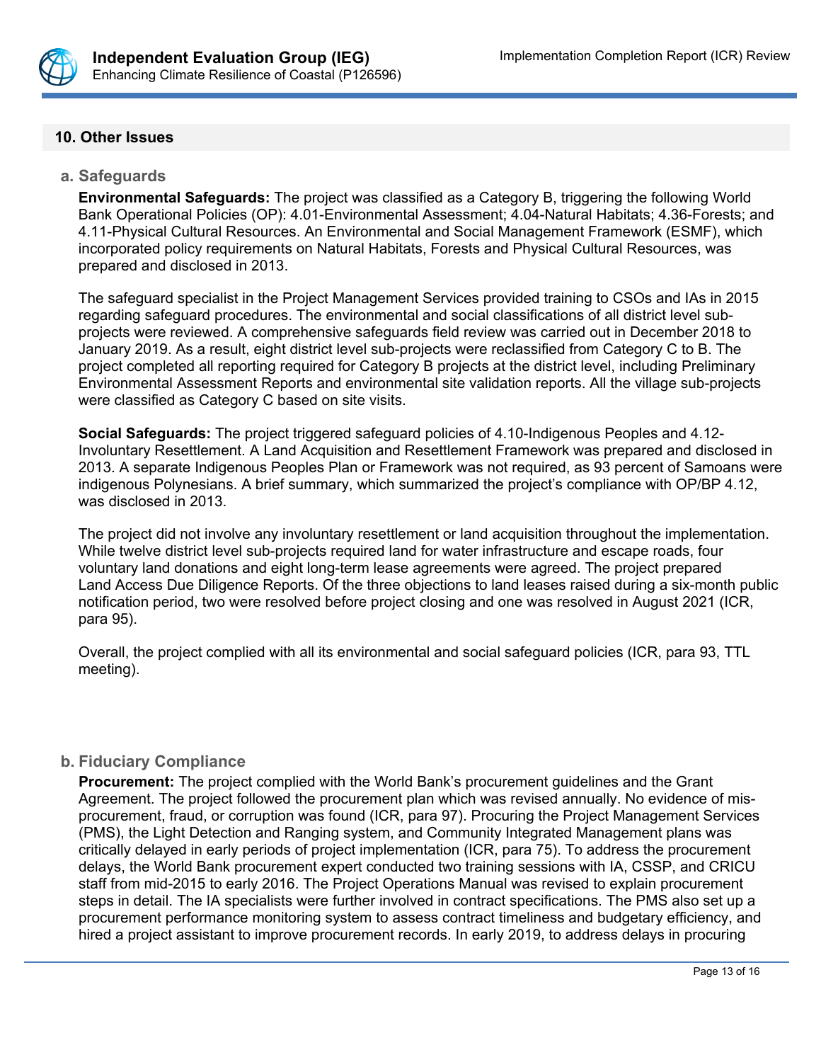## 10. Other Issues

### a. Safeguards

**Environmental Safeguards:** The project was classified as a Category B, triggering the following World Bank Operational Policies (OP): 4.01-Environmental Assessment; 4.04-Natural Habitats; 4.36-Forests; and 4.11-Physical Cultural Resources. An Environmental and Social Management Framework (ESMF), which incorporated policy requirements on Natural Habitats, Forests and Physical Cultural Resources, was prepared and disclosed in 2013.

The safeguard specialist in the Project Management Services provided training to CSOs and IAs in 2015 regarding safeguard procedures. The environmental and social classifications of all district level sub-projects were reviewed. A comprehensive safeguards field review was carried out in December 2018 to January 2019. As a result, eight district level sub-projects were reclassified from Category C to B. The project completed all reporting required for Category B projects at the district level, including Preliminary Environmental Assessment Reports and environmental site validation reports. All the village sub-projects were classified as Category C based on site visits.

**Social Safeguards:** The project triggered safeguard policies of 4.10-Indigenous Peoples and 4.12-Involuntary Resettlement. A Land Acquisition and Resettlement Framework was prepared and disclosed in 2013. A separate Indigenous Peoples Plan or Framework was not required, as 93 percent of Samoans were indigenous Polynesians. A brief summary, which summarized the project's compliance with OP/BP 4.12, was disclosed in 2013.

The project did not involve any involuntary resettlement or land acquisition throughout the implementation. While twelve district level sub-projects required land for water infrastructure and escape roads, four voluntary land donations and eight long-term lease agreements were agreed. The project prepared Land Access Due Diligence Reports. Of the three objections to land leases raised during a six-month public notification period, two were resolved before project closing and one was resolved in August 2021 (ICR, para 95).

Overall, the project complied with all its environmental and social safeguard policies (ICR, para 93, TTL meeting).

### b. Fiduciary Compliance

**Procurement:** The project complied with the World Bank's procurement guidelines and the Grant Agreement. The project followed the procurement plan which was revised annually. No evidence of mis-procurement, fraud, or corruption was found (ICR, para 97). Procuring the Project Management Services (PMS), the Light Detection and Ranging system, and Community Integrated Management plans was critically delayed in early periods of project implementation (ICR, para 75). To address the procurement delays, the World Bank procurement expert conducted two training sessions with IA, CSSP, and CRICU staff from mid-2015 to early 2016. The Project Operations Manual was revised to explain procurement steps in detail. The IA specialists were further involved in contract specifications. The PMS also set up a procurement performance monitoring system to assess contract timeliness and budgetary efficiency, and hired a project assistant to improve procurement records. In early 2019, to address delays in procuring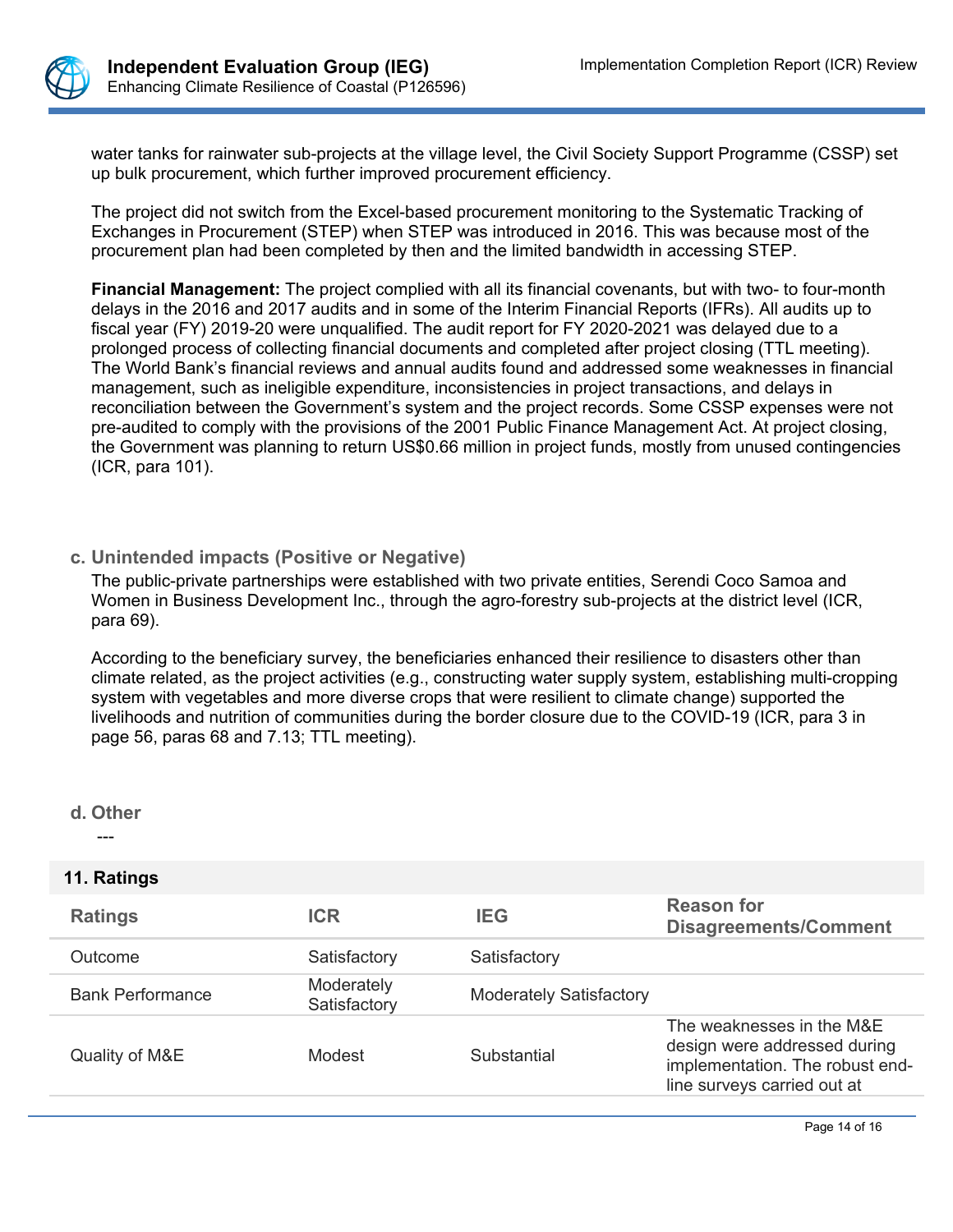water tanks for rainwater sub-projects at the village level, the Civil Society Support Programme (CSSP) set up bulk procurement, which further improved procurement efficiency.

The project did not switch from the Excel-based procurement monitoring to the Systematic Tracking of Exchanges in Procurement (STEP) when STEP was introduced in 2016. This was because most of the procurement plan had been completed by then and the limited bandwidth in accessing STEP.

**Financial Management:** The project complied with all its financial covenants, but with two- to four-month delays in the 2016 and 2017 audits and in some of the Interim Financial Reports (IFRs). All audits up to fiscal year (FY) 2019-20 were unqualified. The audit report for FY 2020-2021 was delayed due to a prolonged process of collecting financial documents and completed after project closing (TTL meeting). The World Bank's financial reviews and annual audits found and addressed some weaknesses in financial management, such as ineligible expenditure, inconsistencies in project transactions, and delays in reconciliation between the Government's system and the project records. Some CSSP expenses were not pre-audited to comply with the provisions of the 2001 Public Finance Management Act. At project closing, the Government was planning to return US$0.66 million in project funds, mostly from unused contingencies (ICR, para 101).

### c. Unintended impacts (Positive or Negative)

The public-private partnerships were established with two private entities, Serendi Coco Samoa and Women in Business Development Inc., through the agro-forestry sub-projects at the district level (ICR, para 69).

According to the beneficiary survey, the beneficiaries enhanced their resilience to disasters other than climate related, as the project activities (e.g., constructing water supply system, establishing multi-cropping system with vegetables and more diverse crops that were resilient to climate change) supported the livelihoods and nutrition of communities during the border closure due to the COVID-19 (ICR, para 3 in page 56, paras 68 and 7.13; TTL meeting).

### d. Other

---

## 11. Ratings

| Ratings | ICR | IEG | Reason for Disagreements/Comment |
| --- | --- | --- | --- |
| Outcome | Satisfactory | Satisfactory | |
| Bank Performance | Moderately Satisfactory | Moderately Satisfactory | |
| Quality of M&E | Modest | Substantial | The weaknesses in the M&E design were addressed during implementation. The robust end-line surveys carried out at |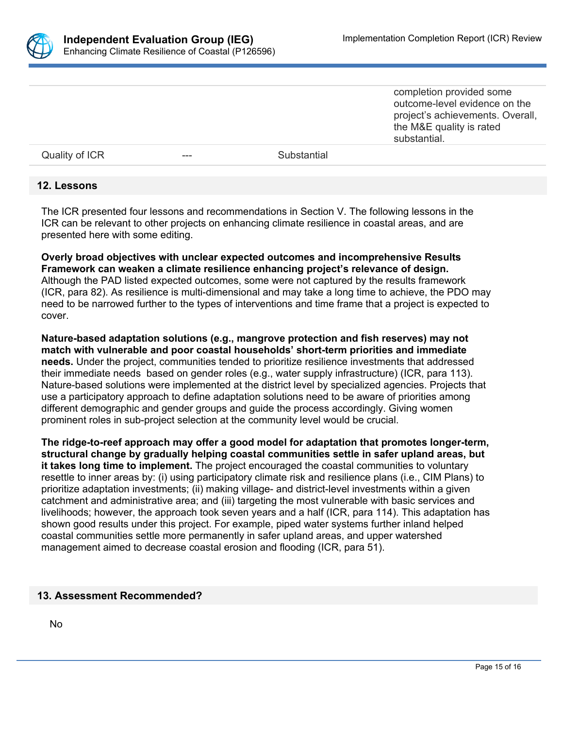| | | | completion provided some outcome-level evidence on the project's achievements. Overall, the M&E quality is rated substantial. |
|---|---|---|---|
| Quality of ICR | --- | Substantial | |

## 12. Lessons

The ICR presented four lessons and recommendations in Section V. The following lessons in the ICR can be relevant to other projects on enhancing climate resilience in coastal areas, and are presented here with some editing.

**Overly broad objectives with unclear expected outcomes and incomprehensive Results Framework can weaken a climate resilience enhancing project's relevance of design.** Although the PAD listed expected outcomes, some were not captured by the results framework (ICR, para 82). As resilience is multi-dimensional and may take a long time to achieve, the PDO may need to be narrowed further to the types of interventions and time frame that a project is expected to cover.

**Nature-based adaptation solutions (e.g., mangrove protection and fish reserves) may not match with vulnerable and poor coastal households' short-term priorities and immediate needs.** Under the project, communities tended to prioritize resilience investments that addressed their immediate needs based on gender roles (e.g., water supply infrastructure) (ICR, para 113). Nature-based solutions were implemented at the district level by specialized agencies. Projects that use a participatory approach to define adaptation solutions need to be aware of priorities among different demographic and gender groups and guide the process accordingly. Giving women prominent roles in sub-project selection at the community level would be crucial.

**The ridge-to-reef approach may offer a good model for adaptation that promotes longer-term, structural change by gradually helping coastal communities settle in safer upland areas, but it takes long time to implement.** The project encouraged the coastal communities to voluntary resettle to inner areas by: (i) using participatory climate risk and resilience plans (i.e., CIM Plans) to prioritize adaptation investments; (ii) making village- and district-level investments within a given catchment and administrative area; and (iii) targeting the most vulnerable with basic services and livelihoods; however, the approach took seven years and a half (ICR, para 114). This adaptation has shown good results under this project. For example, piped water systems further inland helped coastal communities settle more permanently in safer upland areas, and upper watershed management aimed to decrease coastal erosion and flooding (ICR, para 51).

## 13. Assessment Recommended?

No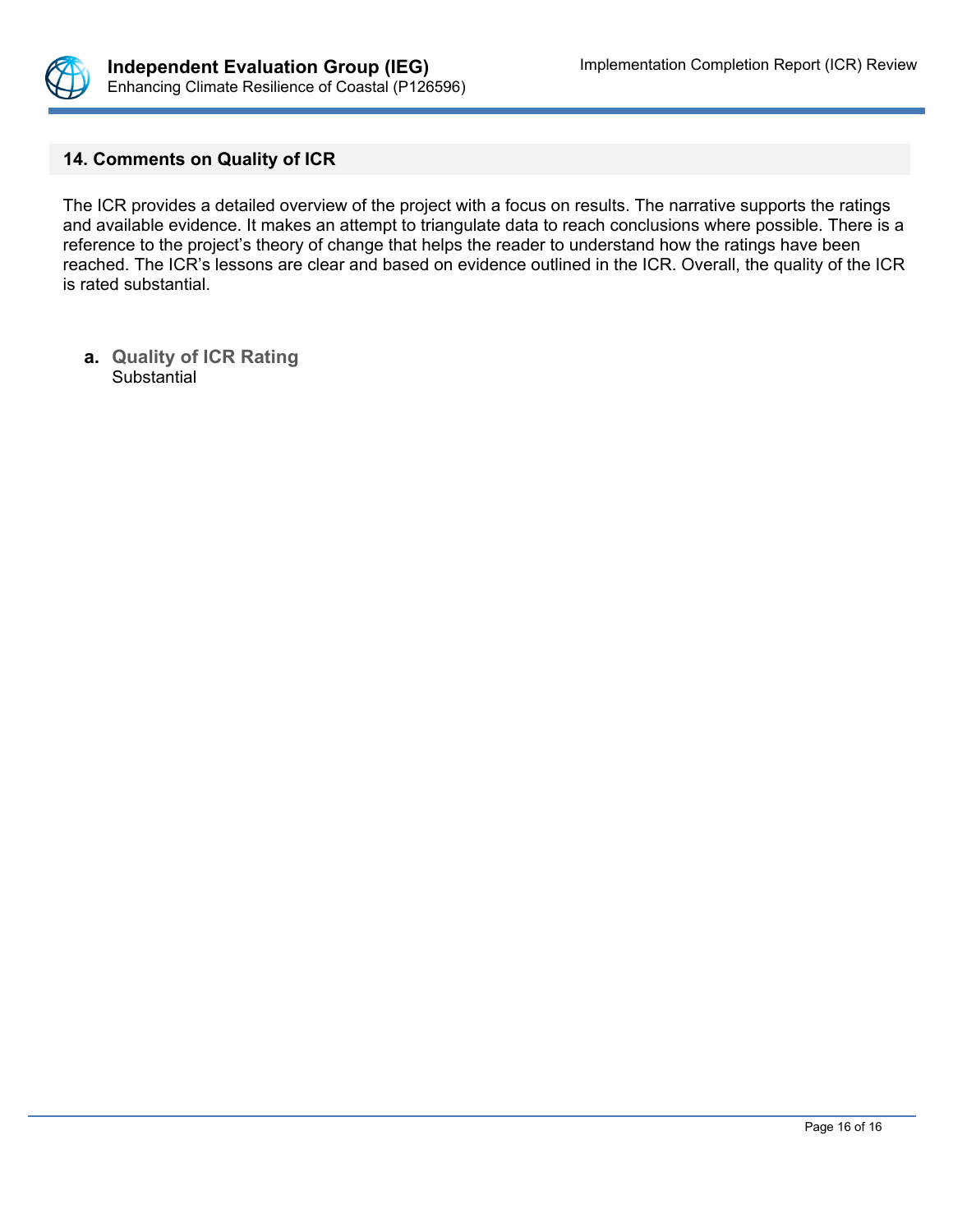## 14. Comments on Quality of ICR

The ICR provides a detailed overview of the project with a focus on results. The narrative supports the ratings and available evidence. It makes an attempt to triangulate data to reach conclusions where possible. There is a reference to the project's theory of change that helps the reader to understand how the ratings have been reached. The ICR's lessons are clear and based on evidence outlined in the ICR. Overall, the quality of the ICR is rated substantial.

**a. Quality of ICR Rating**
Substantial